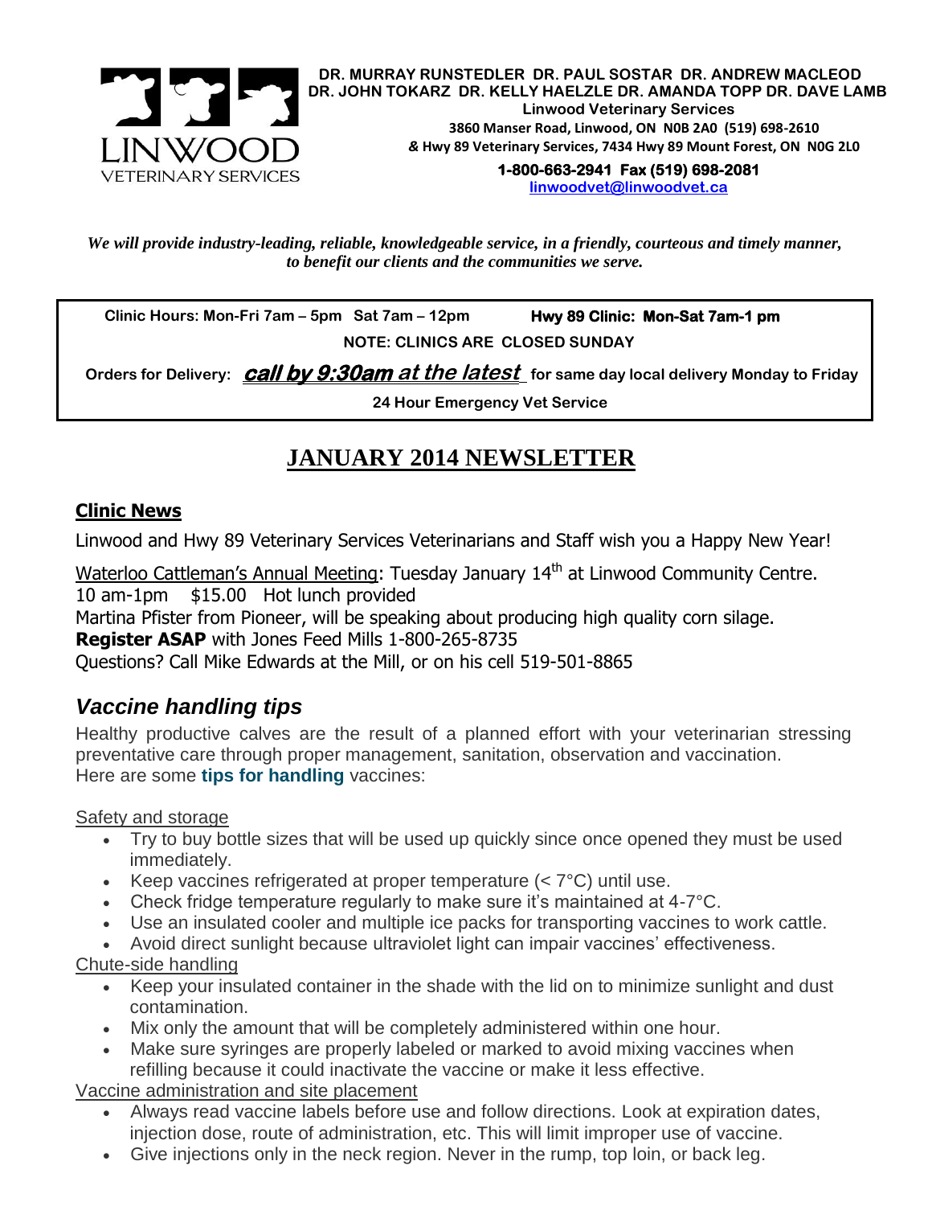**DR. MURRAY RUNSTEDLER DR. PAUL SOSTAR DR. ANDREW MACLEOD**
**DR. JOHN TOKARZ DR. KELLY HAELZLE DR. AMANDA TOPP DR. DAVE LAMB**
**Linwood Veterinary Services**
**3860 Manser Road, Linwood, ON N0B 2A0 (519) 698-2610**
**& Hwy 89 Veterinary Services, 7434 Hwy 89 Mount Forest, ON N0G 2L0**
**1-800-663-2941 Fax (519) 698-2081**
**linwoodvet@linwoodvet.ca**

*We will provide industry-leading, reliable, knowledgeable service, in a friendly, courteous and timely manner, to benefit our clients and the communities we serve.*

**Clinic Hours: Mon-Fri 7am – 5pm Sat 7am – 12pm** **Hwy 89 Clinic: Mon-Sat 7am-1 pm**

**NOTE: CLINICS ARE CLOSED SUNDAY**

**Orders for Delivery: *call by 9:30am at the latest* for same day local delivery Monday to Friday**

**24 Hour Emergency Vet Service**

# JANUARY 2014 NEWSLETTER

## Clinic News

Linwood and Hwy 89 Veterinary Services Veterinarians and Staff wish you a Happy New Year!

Waterloo Cattleman's Annual Meeting: Tuesday January 14th at Linwood Community Centre.
10 am-1pm $15.00 Hot lunch provided
Martina Pfister from Pioneer, will be speaking about producing high quality corn silage.
**Register ASAP** with Jones Feed Mills 1-800-265-8735
Questions? Call Mike Edwards at the Mill, or on his cell 519-501-8865

## *Vaccine handling tips*

Healthy productive calves are the result of a planned effort with your veterinarian stressing preventative care through proper management, sanitation, observation and vaccination.
Here are some **tips for handling** vaccines:

Safety and storage

- Try to buy bottle sizes that will be used up quickly since once opened they must be used immediately.
- Keep vaccines refrigerated at proper temperature (< 7°C) until use.
- Check fridge temperature regularly to make sure it's maintained at 4-7°C.
- Use an insulated cooler and multiple ice packs for transporting vaccines to work cattle.
- Avoid direct sunlight because ultraviolet light can impair vaccines' effectiveness.

Chute-side handling

- Keep your insulated container in the shade with the lid on to minimize sunlight and dust contamination.
- Mix only the amount that will be completely administered within one hour.
- Make sure syringes are properly labeled or marked to avoid mixing vaccines when refilling because it could inactivate the vaccine or make it less effective.

Vaccine administration and site placement

- Always read vaccine labels before use and follow directions. Look at expiration dates, injection dose, route of administration, etc. This will limit improper use of vaccine.
- Give injections only in the neck region. Never in the rump, top loin, or back leg.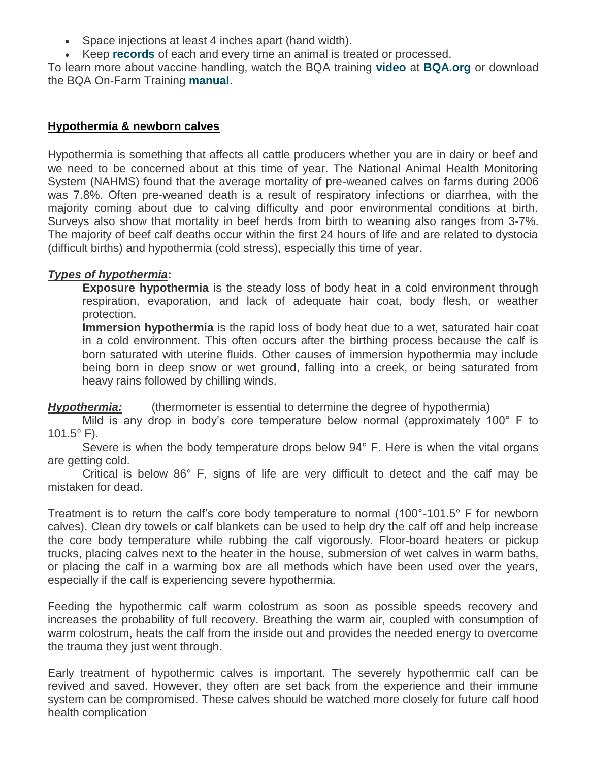- Space injections at least 4 inches apart (hand width).
- Keep **records** of each and every time an animal is treated or processed.

To learn more about vaccine handling, watch the BQA training **video** at **BQA.org** or download the BQA On-Farm Training **manual**.

## Hypothermia & newborn calves

Hypothermia is something that affects all cattle producers whether you are in dairy or beef and we need to be concerned about at this time of year. The National Animal Health Monitoring System (NAHMS) found that the average mortality of pre-weaned calves on farms during 2006 was 7.8%. Often pre-weaned death is a result of respiratory infections or diarrhea, with the majority coming about due to calving difficulty and poor environmental conditions at birth. Surveys also show that mortality in beef herds from birth to weaning also ranges from 3-7%. The majority of beef calf deaths occur within the first 24 hours of life and are related to dystocia (difficult births) and hypothermia (cold stress), especially this time of year.

***Types of hypothermia*:**

**Exposure hypothermia** is the steady loss of body heat in a cold environment through respiration, evaporation, and lack of adequate hair coat, body flesh, or weather protection.

**Immersion hypothermia** is the rapid loss of body heat due to a wet, saturated hair coat in a cold environment. This often occurs after the birthing process because the calf is born saturated with uterine fluids. Other causes of immersion hypothermia may include being born in deep snow or wet ground, falling into a creek, or being saturated from heavy rains followed by chilling winds.

***Hypothermia:*** (thermometer is essential to determine the degree of hypothermia)

Mild is any drop in body's core temperature below normal (approximately 100° F to 101.5° F).

Severe is when the body temperature drops below 94° F. Here is when the vital organs are getting cold.

Critical is below 86° F, signs of life are very difficult to detect and the calf may be mistaken for dead.

Treatment is to return the calf's core body temperature to normal (100°-101.5° F for newborn calves). Clean dry towels or calf blankets can be used to help dry the calf off and help increase the core body temperature while rubbing the calf vigorously. Floor-board heaters or pickup trucks, placing calves next to the heater in the house, submersion of wet calves in warm baths, or placing the calf in a warming box are all methods which have been used over the years, especially if the calf is experiencing severe hypothermia.

Feeding the hypothermic calf warm colostrum as soon as possible speeds recovery and increases the probability of full recovery. Breathing the warm air, coupled with consumption of warm colostrum, heats the calf from the inside out and provides the needed energy to overcome the trauma they just went through.

Early treatment of hypothermic calves is important. The severely hypothermic calf can be revived and saved. However, they often are set back from the experience and their immune system can be compromised. These calves should be watched more closely for future calf hood health complication